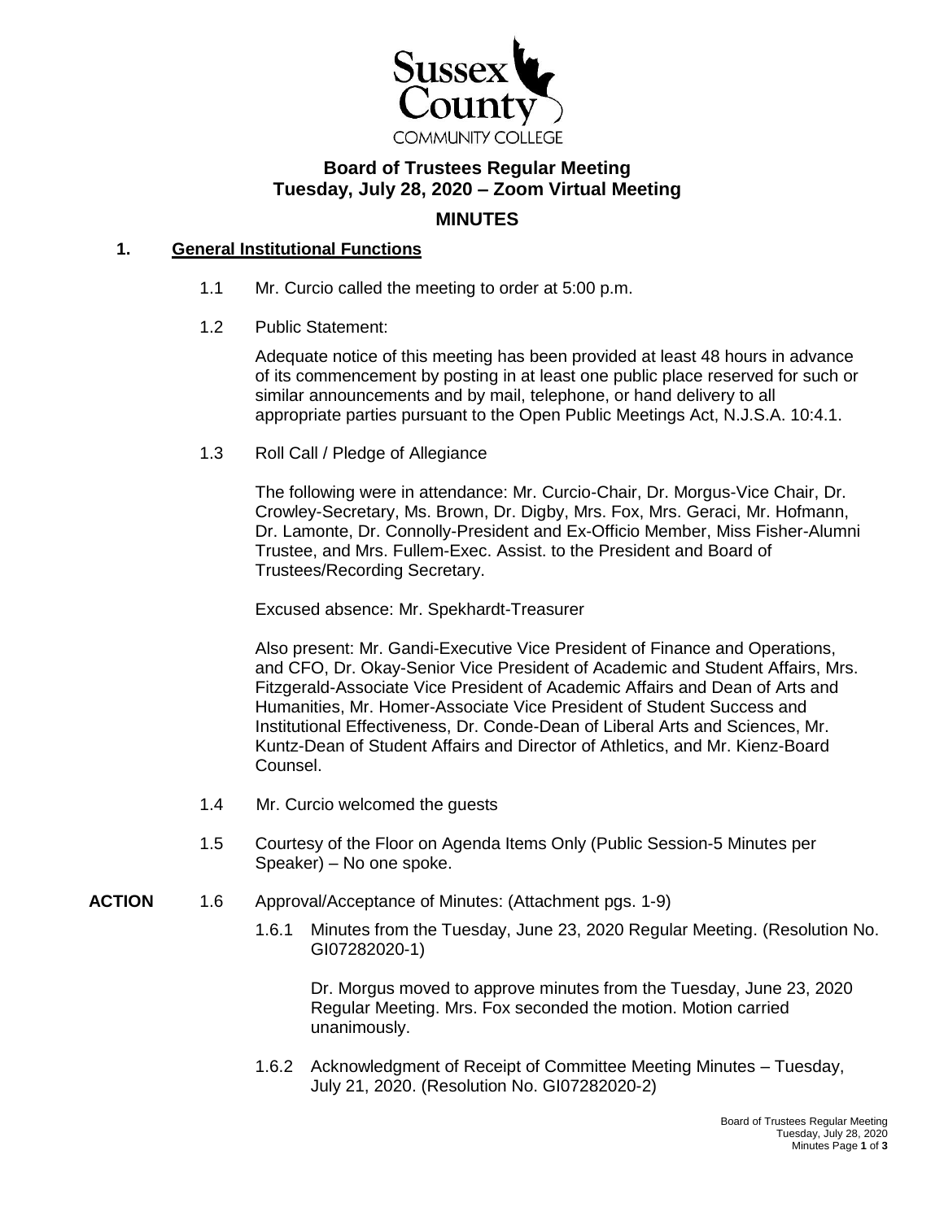Sussex County COMMUNITY COLLEGE

# Board of Trustees Regular Meeting
## Tuesday, July 28, 2020 – Zoom Virtual Meeting

## MINUTES

### 1. General Institutional Functions

1.1 Mr. Curcio called the meeting to order at 5:00 p.m.

1.2 Public Statement:

Adequate notice of this meeting has been provided at least 48 hours in advance of its commencement by posting in at least one public place reserved for such or similar announcements and by mail, telephone, or hand delivery to all appropriate parties pursuant to the Open Public Meetings Act, N.J.S.A. 10:4.1.

1.3 Roll Call / Pledge of Allegiance

The following were in attendance: Mr. Curcio-Chair, Dr. Morgus-Vice Chair, Dr. Crowley-Secretary, Ms. Brown, Dr. Digby, Mrs. Fox, Mrs. Geraci, Mr. Hofmann, Dr. Lamonte, Dr. Connolly-President and Ex-Officio Member, Miss Fisher-Alumni Trustee, and Mrs. Fullem-Exec. Assist. to the President and Board of Trustees/Recording Secretary.

Excused absence: Mr. Spekhardt-Treasurer

Also present: Mr. Gandi-Executive Vice President of Finance and Operations, and CFO, Dr. Okay-Senior Vice President of Academic and Student Affairs, Mrs. Fitzgerald-Associate Vice President of Academic Affairs and Dean of Arts and Humanities, Mr. Homer-Associate Vice President of Student Success and Institutional Effectiveness, Dr. Conde-Dean of Liberal Arts and Sciences, Mr. Kuntz-Dean of Student Affairs and Director of Athletics, and Mr. Kienz-Board Counsel.

1.4 Mr. Curcio welcomed the guests

1.5 Courtesy of the Floor on Agenda Items Only (Public Session-5 Minutes per Speaker) – No one spoke.

**ACTION** 1.6 Approval/Acceptance of Minutes: (Attachment pgs. 1-9)

1.6.1 Minutes from the Tuesday, June 23, 2020 Regular Meeting. (Resolution No. GI07282020-1)

Dr. Morgus moved to approve minutes from the Tuesday, June 23, 2020 Regular Meeting. Mrs. Fox seconded the motion. Motion carried unanimously.

1.6.2 Acknowledgment of Receipt of Committee Meeting Minutes – Tuesday, July 21, 2020. (Resolution No. GI07282020-2)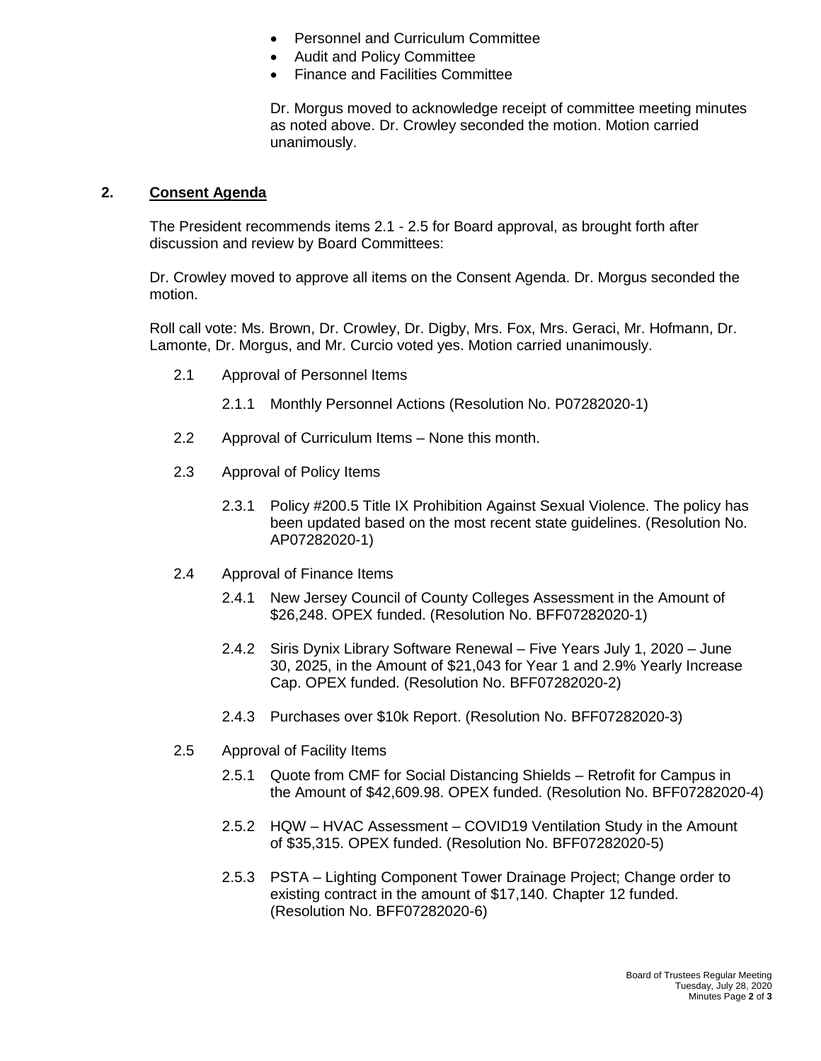- Personnel and Curriculum Committee
- Audit and Policy Committee
- Finance and Facilities Committee

Dr. Morgus moved to acknowledge receipt of committee meeting minutes as noted above. Dr. Crowley seconded the motion. Motion carried unanimously.

## 2. Consent Agenda

The President recommends items 2.1 - 2.5 for Board approval, as brought forth after discussion and review by Board Committees:

Dr. Crowley moved to approve all items on the Consent Agenda. Dr. Morgus seconded the motion.

Roll call vote: Ms. Brown, Dr. Crowley, Dr. Digby, Mrs. Fox, Mrs. Geraci, Mr. Hofmann, Dr. Lamonte, Dr. Morgus, and Mr. Curcio voted yes. Motion carried unanimously.

2.1 Approval of Personnel Items

- 2.1.1 Monthly Personnel Actions (Resolution No. P07282020-1)

2.2 Approval of Curriculum Items – None this month.

2.3 Approval of Policy Items

- 2.3.1 Policy #200.5 Title IX Prohibition Against Sexual Violence. The policy has been updated based on the most recent state guidelines. (Resolution No. AP07282020-1)

2.4 Approval of Finance Items

- 2.4.1 New Jersey Council of County Colleges Assessment in the Amount of $26,248. OPEX funded. (Resolution No. BFF07282020-1)
- 2.4.2 Siris Dynix Library Software Renewal – Five Years July 1, 2020 – June 30, 2025, in the Amount of $21,043 for Year 1 and 2.9% Yearly Increase Cap. OPEX funded. (Resolution No. BFF07282020-2)
- 2.4.3 Purchases over $10k Report. (Resolution No. BFF07282020-3)

2.5 Approval of Facility Items

- 2.5.1 Quote from CMF for Social Distancing Shields – Retrofit for Campus in the Amount of $42,609.98. OPEX funded. (Resolution No. BFF07282020-4)
- 2.5.2 HQW – HVAC Assessment – COVID19 Ventilation Study in the Amount of $35,315. OPEX funded. (Resolution No. BFF07282020-5)
- 2.5.3 PSTA – Lighting Component Tower Drainage Project; Change order to existing contract in the amount of $17,140. Chapter 12 funded. (Resolution No. BFF07282020-6)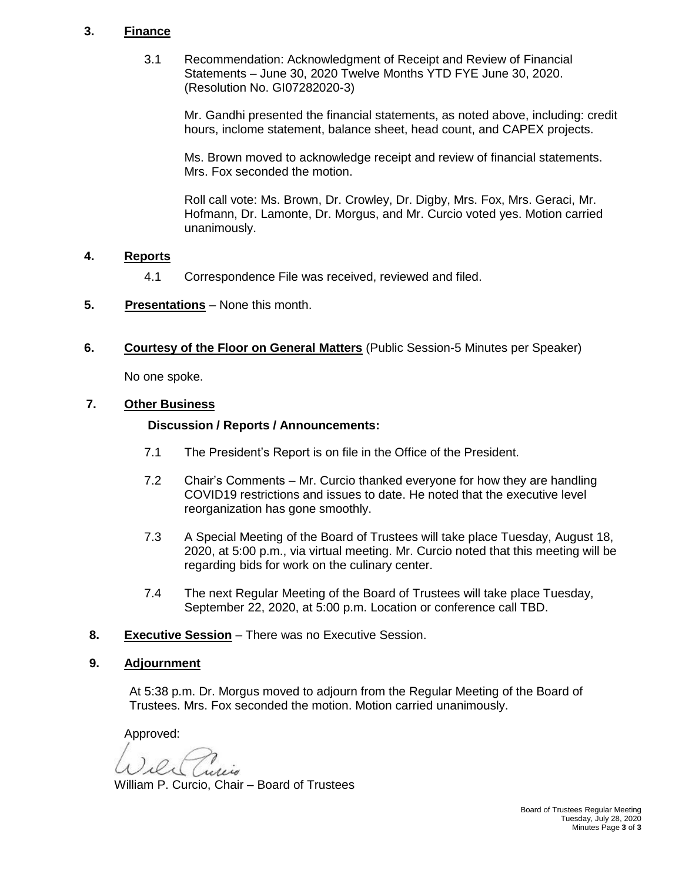## 3. Finance

3.1 Recommendation: Acknowledgment of Receipt and Review of Financial Statements – June 30, 2020 Twelve Months YTD FYE June 30, 2020. (Resolution No. GI07282020-3)

Mr. Gandhi presented the financial statements, as noted above, including: credit hours, inclome statement, balance sheet, head count, and CAPEX projects.

Ms. Brown moved to acknowledge receipt and review of financial statements. Mrs. Fox seconded the motion.

Roll call vote: Ms. Brown, Dr. Crowley, Dr. Digby, Mrs. Fox, Mrs. Geraci, Mr. Hofmann, Dr. Lamonte, Dr. Morgus, and Mr. Curcio voted yes. Motion carried unanimously.

## 4. Reports

4.1 Correspondence File was received, reviewed and filed.

## 5. Presentations – None this month.

## 6. Courtesy of the Floor on General Matters (Public Session-5 Minutes per Speaker)

No one spoke.

## 7. Other Business

**Discussion / Reports / Announcements:**

7.1 The President's Report is on file in the Office of the President.

7.2 Chair's Comments – Mr. Curcio thanked everyone for how they are handling COVID19 restrictions and issues to date. He noted that the executive level reorganization has gone smoothly.

7.3 A Special Meeting of the Board of Trustees will take place Tuesday, August 18, 2020, at 5:00 p.m., via virtual meeting. Mr. Curcio noted that this meeting will be regarding bids for work on the culinary center.

7.4 The next Regular Meeting of the Board of Trustees will take place Tuesday, September 22, 2020, at 5:00 p.m. Location or conference call TBD.

## 8. Executive Session – There was no Executive Session.

## 9. Adjournment

At 5:38 p.m. Dr. Morgus moved to adjourn from the Regular Meeting of the Board of Trustees. Mrs. Fox seconded the motion. Motion carried unanimously.

Approved:

William P. Curcio, Chair – Board of Trustees